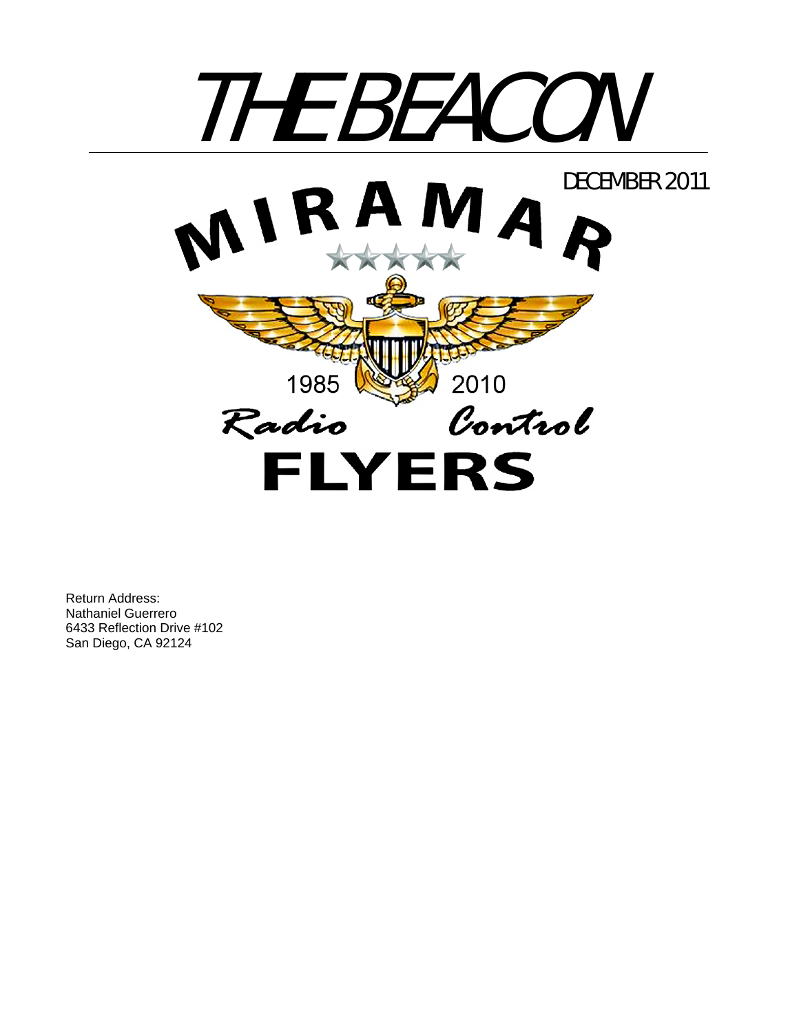# THE BEACON

DECEMBER 2011

MIRAMAR

1985 2010

Radio Control

FLYERS

Return Address:
Nathaniel Guerrero
6433 Reflection Drive #102
San Diego, CA 92124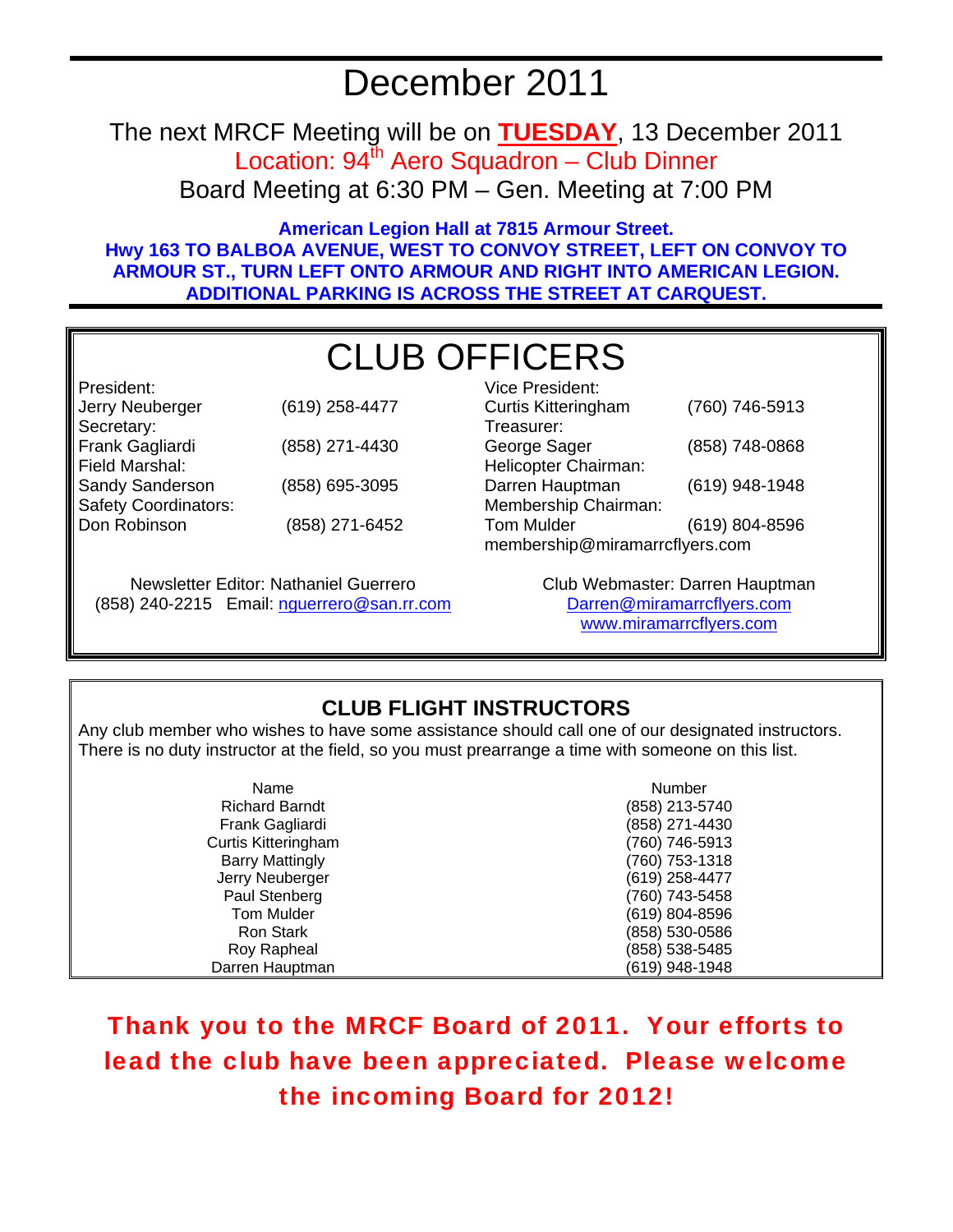# December 2011

The next MRCF Meeting will be on **TUESDAY**, 13 December 2011

Location: 94th Aero Squadron – Club Dinner

Board Meeting at 6:30 PM – Gen. Meeting at 7:00 PM

**American Legion Hall at 7815 Armour Street.**
**Hwy 163 TO BALBOA AVENUE, WEST TO CONVOY STREET, LEFT ON CONVOY TO ARMOUR ST., TURN LEFT ONTO ARMOUR AND RIGHT INTO AMERICAN LEGION. ADDITIONAL PARKING IS ACROSS THE STREET AT CARQUEST.**

## CLUB OFFICERS

President:
Jerry Neuberger (619) 258-4477

Secretary:
Frank Gagliardi (858) 271-4430

Field Marshal:
Sandy Sanderson (858) 695-3095

Safety Coordinators:
Don Robinson (858) 271-6452

Vice President:
Curtis Kitteringham (760) 746-5913

Treasurer:
George Sager (858) 748-0868

Helicopter Chairman:
Darren Hauptman (619) 948-1948

Membership Chairman:
Tom Mulder (619) 804-8596
membership@miramarrcflyers.com

Newsletter Editor: Nathaniel Guerrero
(858) 240-2215 Email: nguerrero@san.rr.com

Club Webmaster: Darren Hauptman
Darren@miramarrcflyers.com
www.miramarrcflyers.com

## CLUB FLIGHT INSTRUCTORS

Any club member who wishes to have some assistance should call one of our designated instructors. There is no duty instructor at the field, so you must prearrange a time with someone on this list.

| Name | Number |
|---|---|
| Richard Barndt | (858) 213-5740 |
| Frank Gagliardi | (858) 271-4430 |
| Curtis Kitteringham | (760) 746-5913 |
| Barry Mattingly | (760) 753-1318 |
| Jerry Neuberger | (619) 258-4477 |
| Paul Stenberg | (760) 743-5458 |
| Tom Mulder | (619) 804-8596 |
| Ron Stark | (858) 530-0586 |
| Roy Rapheal | (858) 538-5485 |
| Darren Hauptman | (619) 948-1948 |

**Thank you to the MRCF Board of 2011. Your efforts to lead the club have been appreciated. Please welcome the incoming Board for 2012!**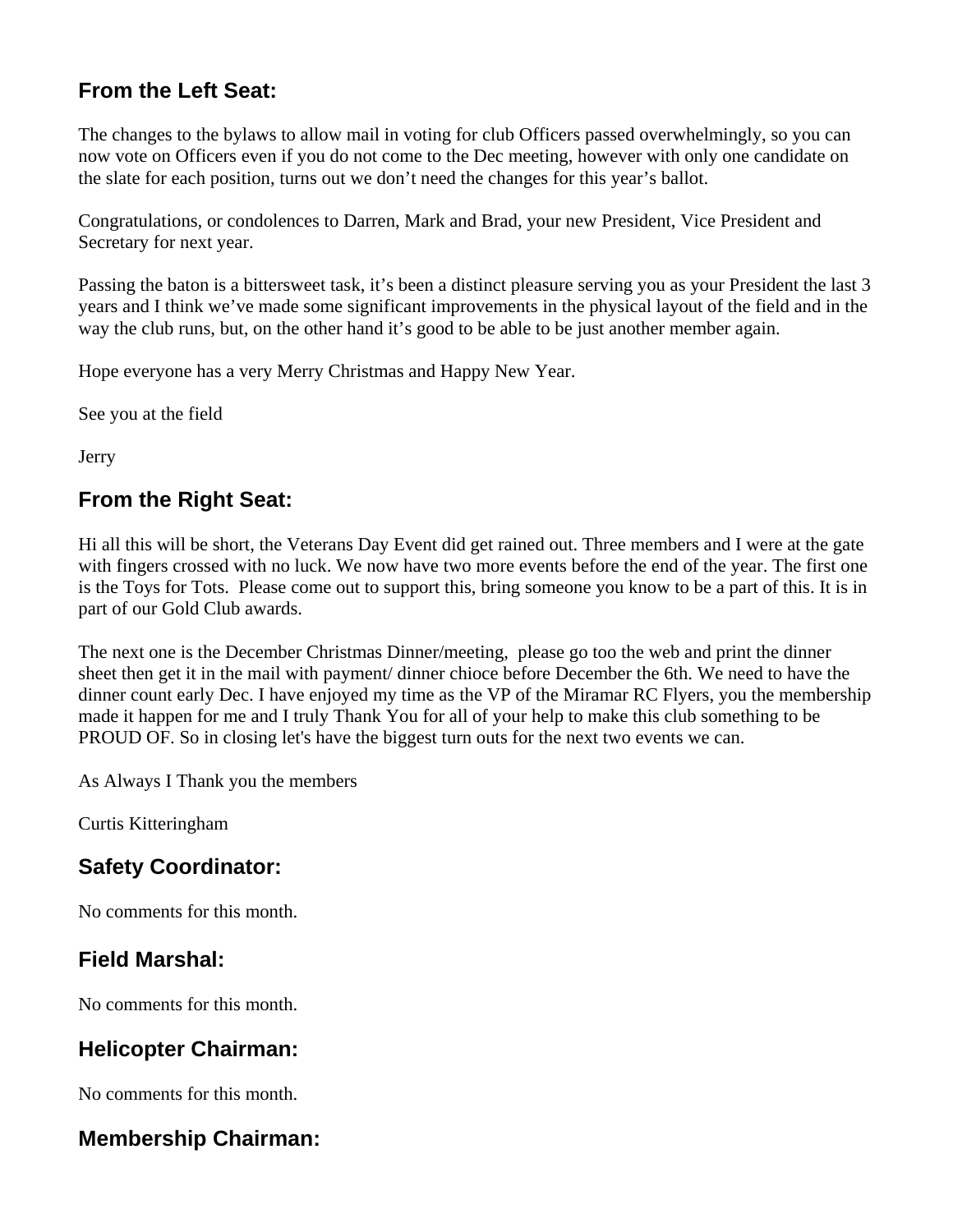## From the Left Seat:

The changes to the bylaws to allow mail in voting for club Officers passed overwhelmingly, so you can now vote on Officers even if you do not come to the Dec meeting, however with only one candidate on the slate for each position, turns out we don't need the changes for this year's ballot.

Congratulations, or condolences to Darren, Mark and Brad, your new President, Vice President and Secretary for next year.

Passing the baton is a bittersweet task, it's been a distinct pleasure serving you as your President the last 3 years and I think we've made some significant improvements in the physical layout of the field and in the way the club runs, but, on the other hand it's good to be able to be just another member again.

Hope everyone has a very Merry Christmas and Happy New Year.

See you at the field

Jerry

## From the Right Seat:

Hi all this will be short, the Veterans Day Event did get rained out. Three members and I were at the gate with fingers crossed with no luck. We now have two more events before the end of the year. The first one is the Toys for Tots. Please come out to support this, bring someone you know to be a part of this. It is in part of our Gold Club awards.

The next one is the December Christmas Dinner/meeting, please go too the web and print the dinner sheet then get it in the mail with payment/ dinner chioce before December the 6th. We need to have the dinner count early Dec. I have enjoyed my time as the VP of the Miramar RC Flyers, you the membership made it happen for me and I truly Thank You for all of your help to make this club something to be PROUD OF. So in closing let's have the biggest turn outs for the next two events we can.

As Always I Thank you the members

Curtis Kitteringham

## Safety Coordinator:

No comments for this month.

## Field Marshal:

No comments for this month.

## Helicopter Chairman:

No comments for this month.

## Membership Chairman: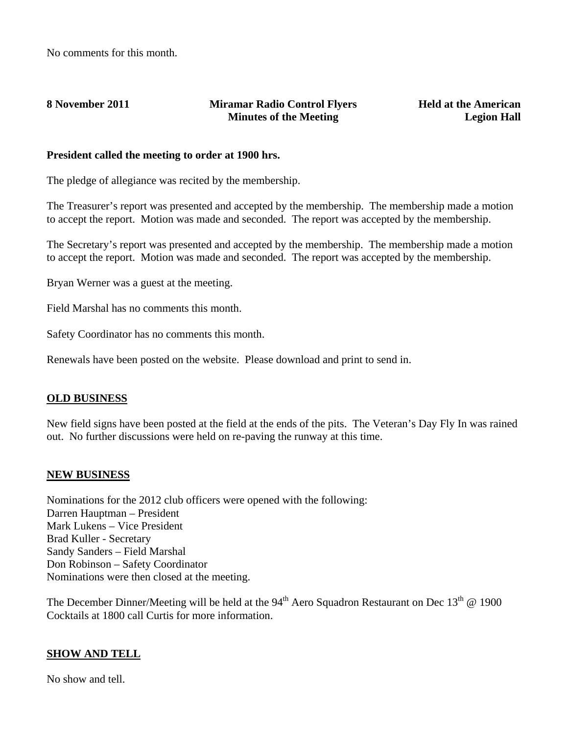No comments for this month.

**8 November 2011** **Miramar Radio Control Flyers Minutes of the Meeting** **Held at the American Legion Hall**

**President called the meeting to order at 1900 hrs.**

The pledge of allegiance was recited by the membership.

The Treasurer's report was presented and accepted by the membership. The membership made a motion to accept the report. Motion was made and seconded. The report was accepted by the membership.

The Secretary's report was presented and accepted by the membership. The membership made a motion to accept the report. Motion was made and seconded. The report was accepted by the membership.

Bryan Werner was a guest at the meeting.

Field Marshal has no comments this month.

Safety Coordinator has no comments this month.

Renewals have been posted on the website. Please download and print to send in.

## OLD BUSINESS

New field signs have been posted at the field at the ends of the pits. The Veteran's Day Fly In was rained out. No further discussions were held on re-paving the runway at this time.

## NEW BUSINESS

Nominations for the 2012 club officers were opened with the following:
Darren Hauptman – President
Mark Lukens – Vice President
Brad Kuller - Secretary
Sandy Sanders – Field Marshal
Don Robinson – Safety Coordinator
Nominations were then closed at the meeting.

The December Dinner/Meeting will be held at the 94th Aero Squadron Restaurant on Dec 13th @ 1900 Cocktails at 1800 call Curtis for more information.

## SHOW AND TELL

No show and tell.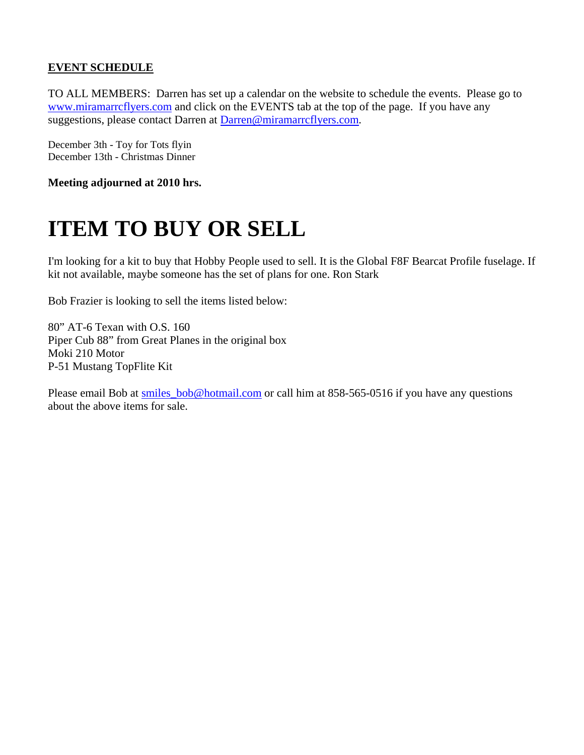**EVENT SCHEDULE**

TO ALL MEMBERS: Darren has set up a calendar on the website to schedule the events. Please go to www.miramarrcflyers.com and click on the EVENTS tab at the top of the page. If you have any suggestions, please contact Darren at Darren@miramarrcflyers.com.

December 3th - Toy for Tots flyin
December 13th - Christmas Dinner

**Meeting adjourned at 2010 hrs.**

# ITEM TO BUY OR SELL

I'm looking for a kit to buy that Hobby People used to sell. It is the Global F8F Bearcat Profile fuselage. If kit not available, maybe someone has the set of plans for one. Ron Stark

Bob Frazier is looking to sell the items listed below:

80" AT-6 Texan with O.S. 160
Piper Cub 88" from Great Planes in the original box
Moki 210 Motor
P-51 Mustang TopFlite Kit

Please email Bob at smiles_bob@hotmail.com or call him at 858-565-0516 if you have any questions about the above items for sale.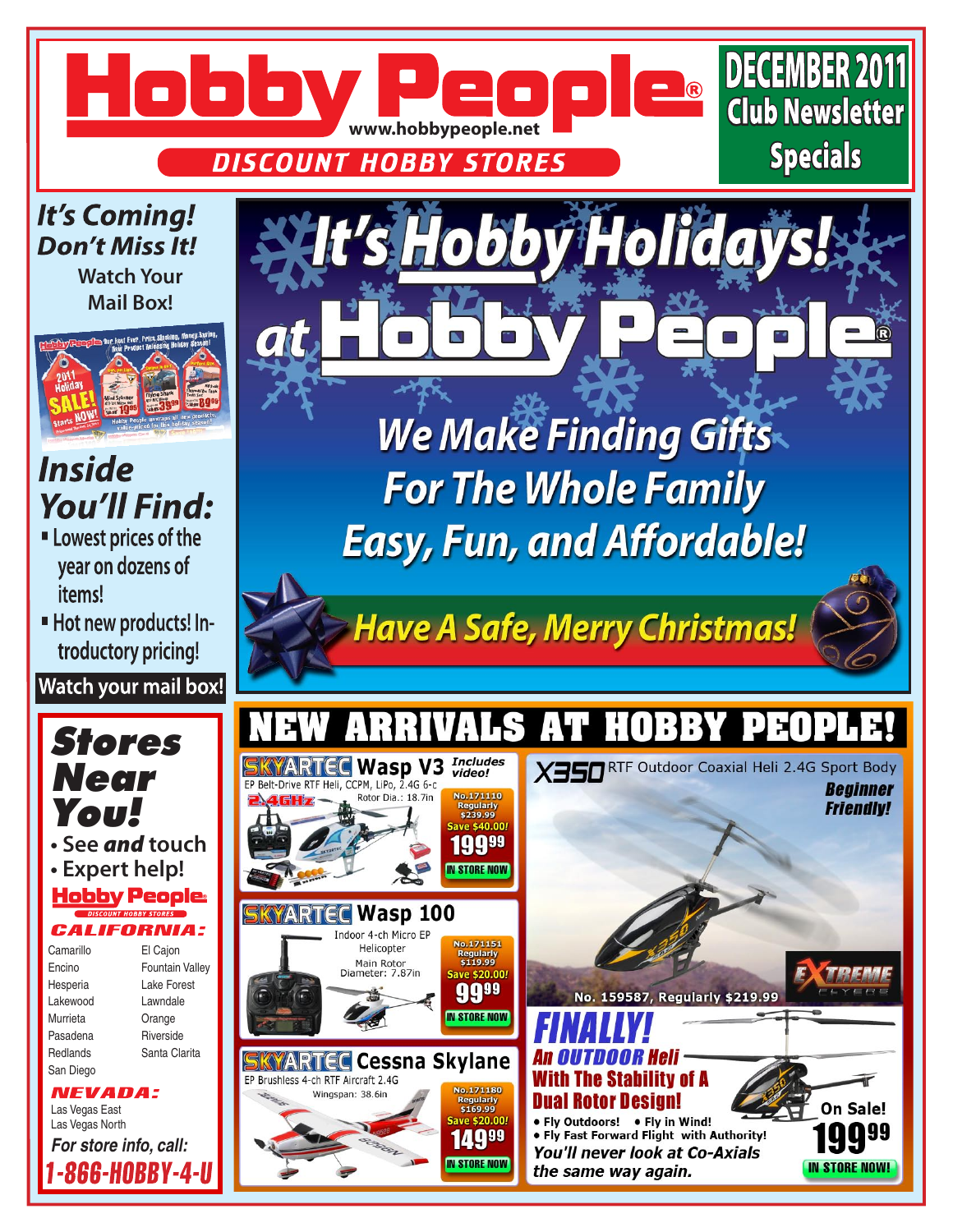# Hobby People®

www.hobbypeople.net

DISCOUNT HOBBY STORES

**DECEMBER 2011 Club Newsletter Specials**

## It's Coming! Don't Miss It!

Watch Your Mail Box!

## Inside You'll Find:

- Lowest prices of the year on dozens of items!
- Hot new products! Introductory pricing!

**Watch your mail box!**

# It's Hobby Holidays! at Hobby People®

## We Make Finding Gifts For The Whole Family Easy, Fun, and Affordable!

**Have A Safe, Merry Christmas!**

## Stores Near You!

- See *and* touch
- Expert help!

Hobby People DISCOUNT HOBBY STORES

### CALIFORNIA:

Camarillo
El Cajon
Encino
Fountain Valley
Hesperia
Lake Forest
Lakewood
Lawndale
Murrieta
Orange
Pasadena
Riverside
Redlands
Santa Clarita
San Diego

### NEVADA:

Las Vegas East
Las Vegas North

*For store info, call:*

**1-866-HOBBY-4-U**

# NEW ARRIVALS AT HOBBY PEOPLE!

### SKYARTEC Wasp V3 *Includes video!*

EP Belt-Drive RTF Heli, CCPM, LiPo, 2.4G 6-c
2.4GHz
Rotor Dia.: 18.7in

No.171110
Regularly $239.99
Save $40.00!
**199.99**
IN STORE NOW

### SKYARTEC Wasp 100

Indoor 4-ch Micro EP Helicopter
Main Rotor Diameter: 7.87in

No.171151
Regularly $119.99
Save $20.00!
**99.99**
IN STORE NOW

### SKYARTEC Cessna Skylane

EP Brushless 4-ch RTF Aircraft 2.4G
Wingspan: 38.6in

No.171180
Regularly $169.99
Save $20.00!
**149.99**
IN STORE NOW

### X350 RTF Outdoor Coaxial Heli 2.4G Sport Body

**Beginner Friendly!**

EXTREME FLYERS

No. 159587, Regularly $219.99

**FINALLY!**

**An OUTDOOR Heli With The Stability of A Dual Rotor Design!**

- Fly Outdoors!
- Fly in Wind!
- Fly Fast Forward Flight with Authority!

*You'll never look at Co-Axials the same way again.*

On Sale!
**199.99**
IN STORE NOW!